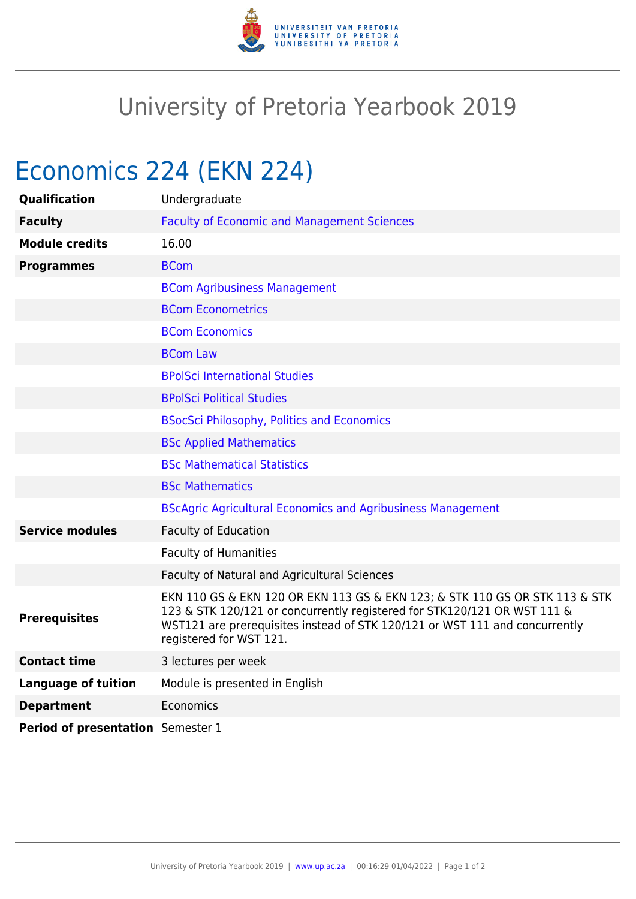# University of Pretoria Yearbook 2019

## Economics 224 (EKN 224)

| | |
|---|---|
| **Qualification** | Undergraduate |
| **Faculty** | Faculty of Economic and Management Sciences |
| **Module credits** | 16.00 |
| **Programmes** | BCom |
| | BCom Agribusiness Management |
| | BCom Econometrics |
| | BCom Economics |
| | BCom Law |
| | BPolSci International Studies |
| | BPolSci Political Studies |
| | BSocSci Philosophy, Politics and Economics |
| | BSc Applied Mathematics |
| | BSc Mathematical Statistics |
| | BSc Mathematics |
| | BScAgric Agricultural Economics and Agribusiness Management |
| **Service modules** | Faculty of Education |
| | Faculty of Humanities |
| | Faculty of Natural and Agricultural Sciences |
| **Prerequisites** | EKN 110 GS & EKN 120 OR EKN 113 GS & EKN 123; & STK 110 GS OR STK 113 & STK 123 & STK 120/121 or concurrently registered for STK120/121 OR WST 111 & WST121 are prerequisites instead of STK 120/121 or WST 111 and concurrently registered for WST 121. |
| **Contact time** | 3 lectures per week |
| **Language of tuition** | Module is presented in English |
| **Department** | Economics |
| **Period of presentation** | Semester 1 |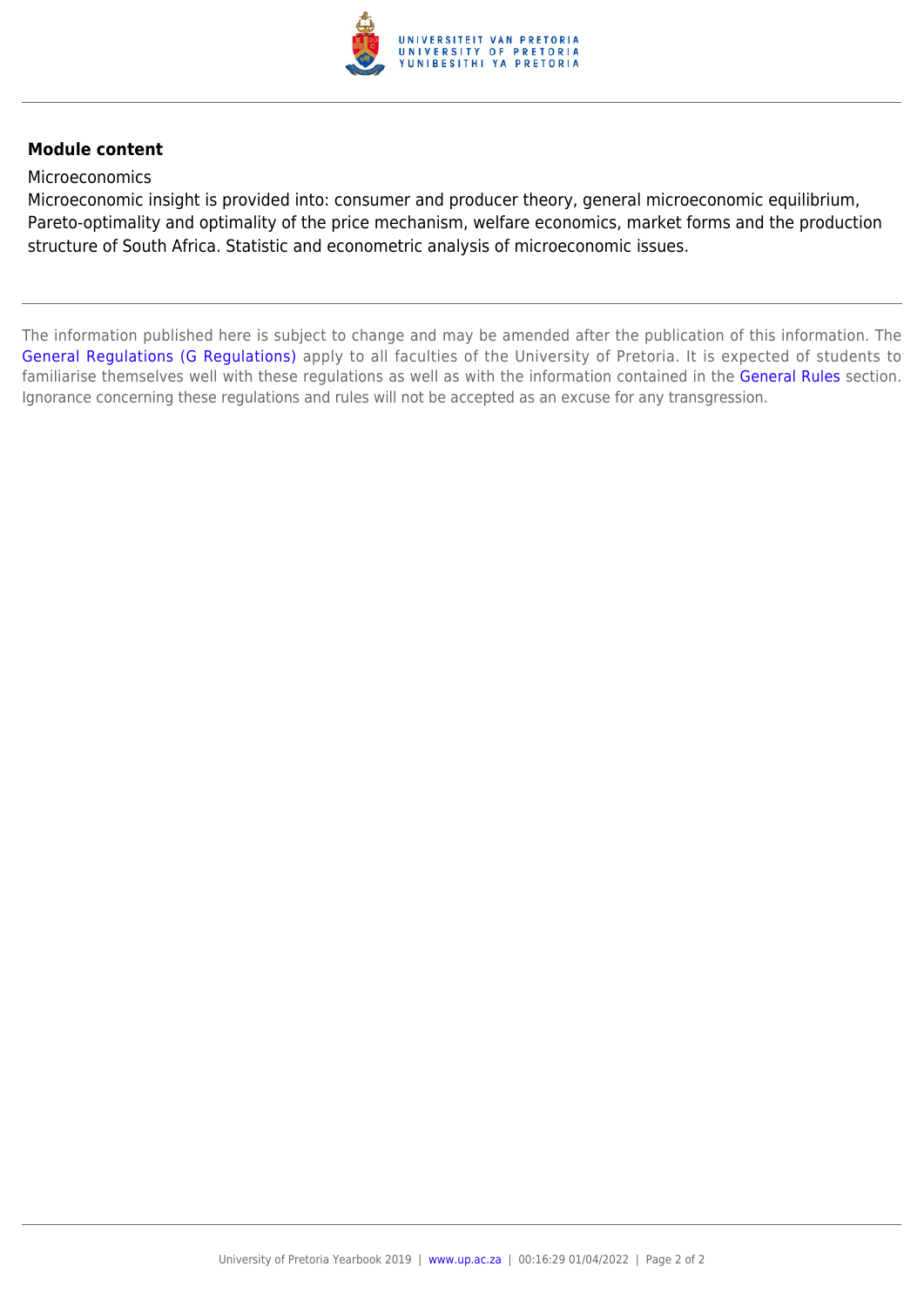**Module content**

Microeconomics

Microeconomic insight is provided into: consumer and producer theory, general microeconomic equilibrium, Pareto-optimality and optimality of the price mechanism, welfare economics, market forms and the production structure of South Africa. Statistic and econometric analysis of microeconomic issues.

---

The information published here is subject to change and may be amended after the publication of this information. The General Regulations (G Regulations) apply to all faculties of the University of Pretoria. It is expected of students to familiarise themselves well with these regulations as well as with the information contained in the General Rules section. Ignorance concerning these regulations and rules will not be accepted as an excuse for any transgression.